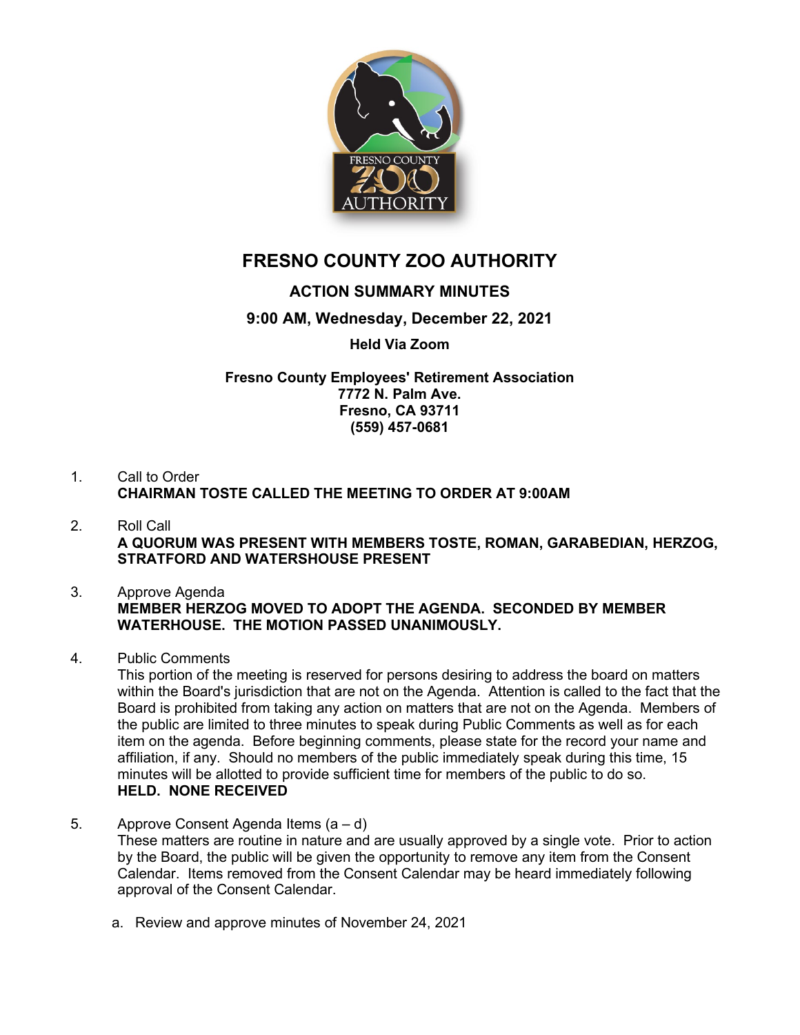# FRESNO COUNTY ZOO AUTHORITY

## ACTION SUMMARY MINUTES

### 9:00 AM, Wednesday, December 22, 2021

**Held Via Zoom**

**Fresno County Employees' Retirement Association**
**7772 N. Palm Ave.**
**Fresno, CA 93711**
**(559) 457-0681**

1. Call to Order
   **CHAIRMAN TOSTE CALLED THE MEETING TO ORDER AT 9:00AM**

2. Roll Call
   **A QUORUM WAS PRESENT WITH MEMBERS TOSTE, ROMAN, GARABEDIAN, HERZOG, STRATFORD AND WATERSHOUSE PRESENT**

3. Approve Agenda
   **MEMBER HERZOG MOVED TO ADOPT THE AGENDA. SECONDED BY MEMBER WATERHOUSE. THE MOTION PASSED UNANIMOUSLY.**

4. Public Comments
   This portion of the meeting is reserved for persons desiring to address the board on matters within the Board's jurisdiction that are not on the Agenda. Attention is called to the fact that the Board is prohibited from taking any action on matters that are not on the Agenda. Members of the public are limited to three minutes to speak during Public Comments as well as for each item on the agenda. Before beginning comments, please state for the record your name and affiliation, if any. Should no members of the public immediately speak during this time, 15 minutes will be allotted to provide sufficient time for members of the public to do so.
   **HELD. NONE RECEIVED**

5. Approve Consent Agenda Items (a – d)
   These matters are routine in nature and are usually approved by a single vote. Prior to action by the Board, the public will be given the opportunity to remove any item from the Consent Calendar. Items removed from the Consent Calendar may be heard immediately following approval of the Consent Calendar.

   a. Review and approve minutes of November 24, 2021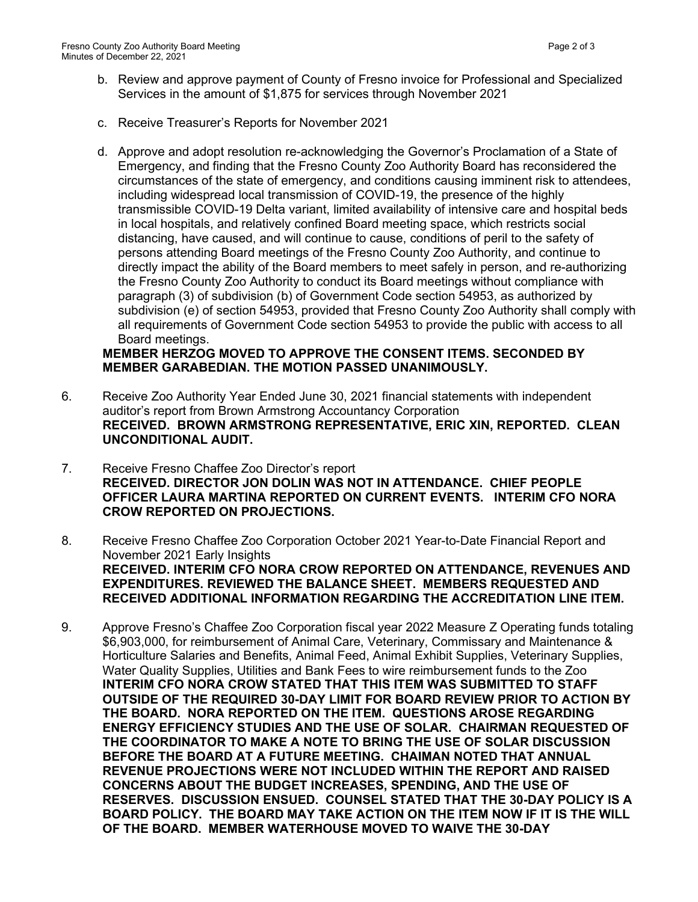b. Review and approve payment of County of Fresno invoice for Professional and Specialized Services in the amount of $1,875 for services through November 2021

c. Receive Treasurer's Reports for November 2021

d. Approve and adopt resolution re-acknowledging the Governor's Proclamation of a State of Emergency, and finding that the Fresno County Zoo Authority Board has reconsidered the circumstances of the state of emergency, and conditions causing imminent risk to attendees, including widespread local transmission of COVID-19, the presence of the highly transmissible COVID-19 Delta variant, limited availability of intensive care and hospital beds in local hospitals, and relatively confined Board meeting space, which restricts social distancing, have caused, and will continue to cause, conditions of peril to the safety of persons attending Board meetings of the Fresno County Zoo Authority, and continue to directly impact the ability of the Board members to meet safely in person, and re-authorizing the Fresno County Zoo Authority to conduct its Board meetings without compliance with paragraph (3) of subdivision (b) of Government Code section 54953, as authorized by subdivision (e) of section 54953, provided that Fresno County Zoo Authority shall comply with all requirements of Government Code section 54953 to provide the public with access to all Board meetings.

**MEMBER HERZOG MOVED TO APPROVE THE CONSENT ITEMS. SECONDED BY MEMBER GARABEDIAN. THE MOTION PASSED UNANIMOUSLY.**

6. Receive Zoo Authority Year Ended June 30, 2021 financial statements with independent auditor's report from Brown Armstrong Accountancy Corporation
**RECEIVED. BROWN ARMSTRONG REPRESENTATIVE, ERIC XIN, REPORTED. CLEAN UNCONDITIONAL AUDIT.**

7. Receive Fresno Chaffee Zoo Director's report
**RECEIVED. DIRECTOR JON DOLIN WAS NOT IN ATTENDANCE. CHIEF PEOPLE OFFICER LAURA MARTINA REPORTED ON CURRENT EVENTS. INTERIM CFO NORA CROW REPORTED ON PROJECTIONS.**

8. Receive Fresno Chaffee Zoo Corporation October 2021 Year-to-Date Financial Report and November 2021 Early Insights
**RECEIVED. INTERIM CFO NORA CROW REPORTED ON ATTENDANCE, REVENUES AND EXPENDITURES. REVIEWED THE BALANCE SHEET. MEMBERS REQUESTED AND RECEIVED ADDITIONAL INFORMATION REGARDING THE ACCREDITATION LINE ITEM.**

9. Approve Fresno's Chaffee Zoo Corporation fiscal year 2022 Measure Z Operating funds totaling $6,903,000, for reimbursement of Animal Care, Veterinary, Commissary and Maintenance & Horticulture Salaries and Benefits, Animal Feed, Animal Exhibit Supplies, Veterinary Supplies, Water Quality Supplies, Utilities and Bank Fees to wire reimbursement funds to the Zoo
**INTERIM CFO NORA CROW STATED THAT THIS ITEM WAS SUBMITTED TO STAFF OUTSIDE OF THE REQUIRED 30-DAY LIMIT FOR BOARD REVIEW PRIOR TO ACTION BY THE BOARD. NORA REPORTED ON THE ITEM. QUESTIONS AROSE REGARDING ENERGY EFFICIENCY STUDIES AND THE USE OF SOLAR. CHAIRMAN REQUESTED OF THE COORDINATOR TO MAKE A NOTE TO BRING THE USE OF SOLAR DISCUSSION BEFORE THE BOARD AT A FUTURE MEETING. CHAIMAN NOTED THAT ANNUAL REVENUE PROJECTIONS WERE NOT INCLUDED WITHIN THE REPORT AND RAISED CONCERNS ABOUT THE BUDGET INCREASES, SPENDING, AND THE USE OF RESERVES. DISCUSSION ENSUED. COUNSEL STATED THAT THE 30-DAY POLICY IS A BOARD POLICY. THE BOARD MAY TAKE ACTION ON THE ITEM NOW IF IT IS THE WILL OF THE BOARD. MEMBER WATERHOUSE MOVED TO WAIVE THE 30-DAY**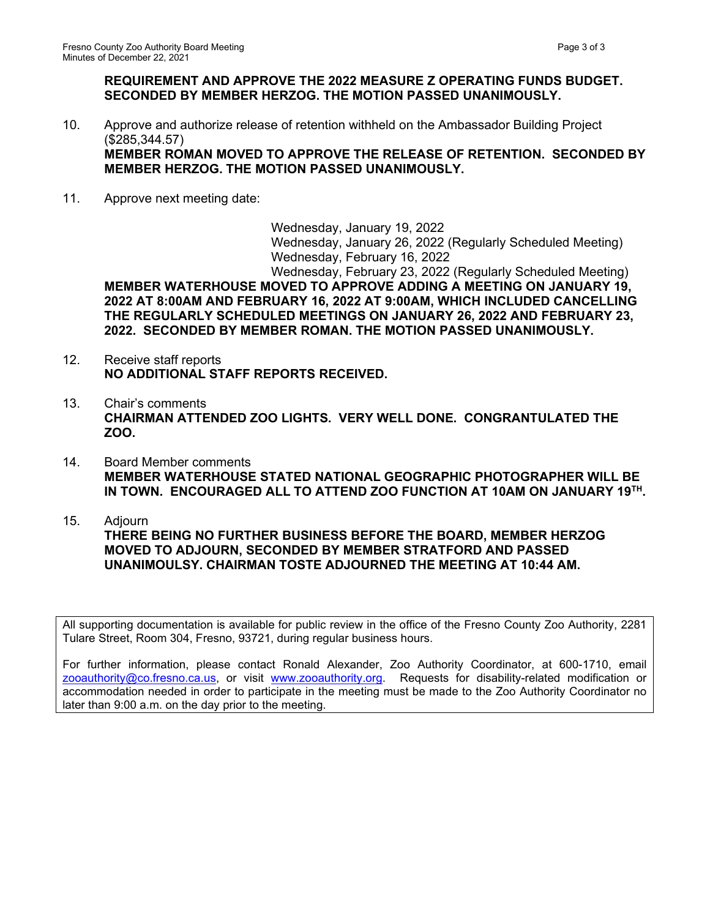**REQUIREMENT AND APPROVE THE 2022 MEASURE Z OPERATING FUNDS BUDGET. SECONDED BY MEMBER HERZOG. THE MOTION PASSED UNANIMOUSLY.**

10. Approve and authorize release of retention withheld on the Ambassador Building Project ($285,344.57)
    **MEMBER ROMAN MOVED TO APPROVE THE RELEASE OF RETENTION. SECONDED BY MEMBER HERZOG. THE MOTION PASSED UNANIMOUSLY.**

11. Approve next meeting date:

    Wednesday, January 19, 2022
    Wednesday, January 26, 2022 (Regularly Scheduled Meeting)
    Wednesday, February 16, 2022
    Wednesday, February 23, 2022 (Regularly Scheduled Meeting)

    **MEMBER WATERHOUSE MOVED TO APPROVE ADDING A MEETING ON JANUARY 19, 2022 AT 8:00AM AND FEBRUARY 16, 2022 AT 9:00AM, WHICH INCLUDED CANCELLING THE REGULARLY SCHEDULED MEETINGS ON JANUARY 26, 2022 AND FEBRUARY 23, 2022. SECONDED BY MEMBER ROMAN. THE MOTION PASSED UNANIMOUSLY.**

12. Receive staff reports
    **NO ADDITIONAL STAFF REPORTS RECEIVED.**

13. Chair's comments
    **CHAIRMAN ATTENDED ZOO LIGHTS. VERY WELL DONE. CONGRANTULATED THE ZOO.**

14. Board Member comments
    **MEMBER WATERHOUSE STATED NATIONAL GEOGRAPHIC PHOTOGRAPHER WILL BE IN TOWN. ENCOURAGED ALL TO ATTEND ZOO FUNCTION AT 10AM ON JANUARY 19TH.**

15. Adjourn
    **THERE BEING NO FURTHER BUSINESS BEFORE THE BOARD, MEMBER HERZOG MOVED TO ADJOURN, SECONDED BY MEMBER STRATFORD AND PASSED UNANIMOULSY. CHAIRMAN TOSTE ADJOURNED THE MEETING AT 10:44 AM.**

All supporting documentation is available for public review in the office of the Fresno County Zoo Authority, 2281 Tulare Street, Room 304, Fresno, 93721, during regular business hours.

For further information, please contact Ronald Alexander, Zoo Authority Coordinator, at 600-1710, email zooauthority@co.fresno.ca.us, or visit www.zooauthority.org. Requests for disability-related modification or accommodation needed in order to participate in the meeting must be made to the Zoo Authority Coordinator no later than 9:00 a.m. on the day prior to the meeting.